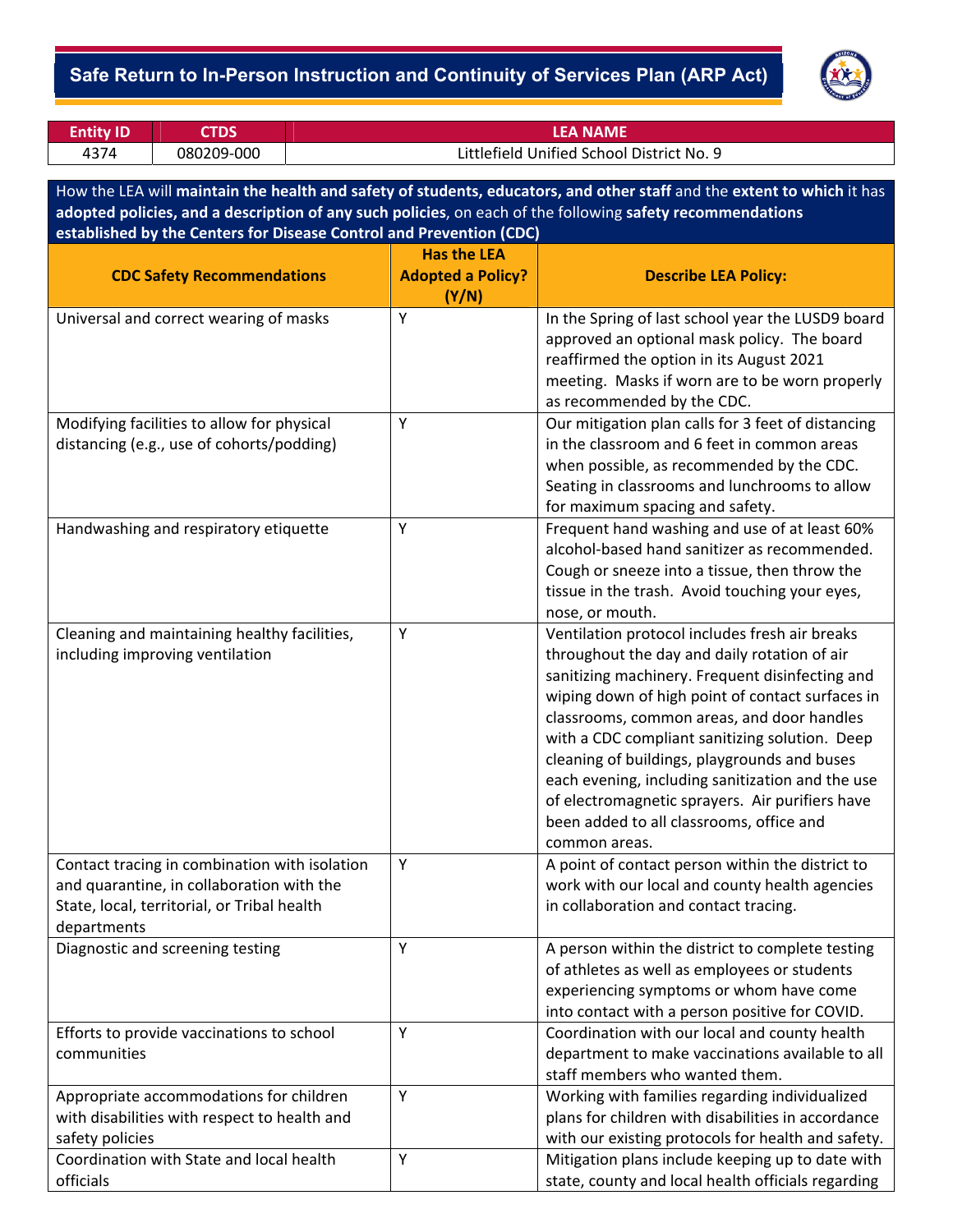# Safe Return to In-Person Instruction and Continuity of Services Plan (ARP Act)

| Entity ID | CTDS | LEA NAME |
|---|---|---|
| 4374 | 080209-000 | Littlefield Unified School District No. 9 |

How the LEA will **maintain the health and safety of students, educators, and other staff** and the **extent to which** it has **adopted policies, and a description of any such policies**, on each of the following **safety recommendations established by the Centers for Disease Control and Prevention (CDC)**

| CDC Safety Recommendations | Has the LEA Adopted a Policy? (Y/N) | Describe LEA Policy: |
|---|---|---|
| Universal and correct wearing of masks | Y | In the Spring of last school year the LUSD9 board approved an optional mask policy. The board reaffirmed the option in its August 2021 meeting. Masks if worn are to be worn properly as recommended by the CDC. |
| Modifying facilities to allow for physical distancing (e.g., use of cohorts/podding) | Y | Our mitigation plan calls for 3 feet of distancing in the classroom and 6 feet in common areas when possible, as recommended by the CDC. Seating in classrooms and lunchrooms to allow for maximum spacing and safety. |
| Handwashing and respiratory etiquette | Y | Frequent hand washing and use of at least 60% alcohol-based hand sanitizer as recommended. Cough or sneeze into a tissue, then throw the tissue in the trash. Avoid touching your eyes, nose, or mouth. |
| Cleaning and maintaining healthy facilities, including improving ventilation | Y | Ventilation protocol includes fresh air breaks throughout the day and daily rotation of air sanitizing machinery. Frequent disinfecting and wiping down of high point of contact surfaces in classrooms, common areas, and door handles with a CDC compliant sanitizing solution. Deep cleaning of buildings, playgrounds and buses each evening, including sanitization and the use of electromagnetic sprayers. Air purifiers have been added to all classrooms, office and common areas. |
| Contact tracing in combination with isolation and quarantine, in collaboration with the State, local, territorial, or Tribal health departments | Y | A point of contact person within the district to work with our local and county health agencies in collaboration and contact tracing. |
| Diagnostic and screening testing | Y | A person within the district to complete testing of athletes as well as employees or students experiencing symptoms or whom have come into contact with a person positive for COVID. |
| Efforts to provide vaccinations to school communities | Y | Coordination with our local and county health department to make vaccinations available to all staff members who wanted them. |
| Appropriate accommodations for children with disabilities with respect to health and safety policies | Y | Working with families regarding individualized plans for children with disabilities in accordance with our existing protocols for health and safety. |
| Coordination with State and local health officials | Y | Mitigation plans include keeping up to date with state, county and local health officials regarding |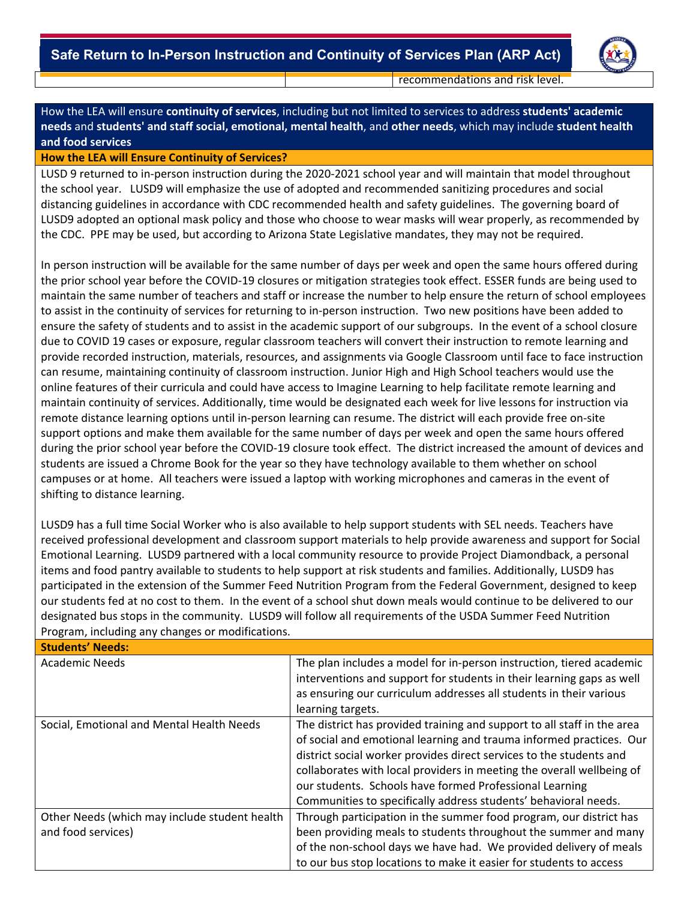| | | recommendations and risk level. |
|---|---|---|

How the LEA will ensure **continuity of services**, including but not limited to services to address **students' academic needs** and **students' and staff social, emotional, mental health**, and **other needs**, which may include **student health and food services**

**How the LEA will Ensure Continuity of Services?**

LUSD 9 returned to in-person instruction during the 2020-2021 school year and will maintain that model throughout the school year. LUSD9 will emphasize the use of adopted and recommended sanitizing procedures and social distancing guidelines in accordance with CDC recommended health and safety guidelines. The governing board of LUSD9 adopted an optional mask policy and those who choose to wear masks will wear properly, as recommended by the CDC. PPE may be used, but according to Arizona State Legislative mandates, they may not be required.

In person instruction will be available for the same number of days per week and open the same hours offered during the prior school year before the COVID-19 closures or mitigation strategies took effect. ESSER funds are being used to maintain the same number of teachers and staff or increase the number to help ensure the return of school employees to assist in the continuity of services for returning to in-person instruction. Two new positions have been added to ensure the safety of students and to assist in the academic support of our subgroups. In the event of a school closure due to COVID 19 cases or exposure, regular classroom teachers will convert their instruction to remote learning and provide recorded instruction, materials, resources, and assignments via Google Classroom until face to face instruction can resume, maintaining continuity of classroom instruction. Junior High and High School teachers would use the online features of their curricula and could have access to Imagine Learning to help facilitate remote learning and maintain continuity of services. Additionally, time would be designated each week for live lessons for instruction via remote distance learning options until in-person learning can resume. The district will each provide free on-site support options and make them available for the same number of days per week and open the same hours offered during the prior school year before the COVID-19 closure took effect. The district increased the amount of devices and students are issued a Chrome Book for the year so they have technology available to them whether on school campuses or at home. All teachers were issued a laptop with working microphones and cameras in the event of shifting to distance learning.

LUSD9 has a full time Social Worker who is also available to help support students with SEL needs. Teachers have received professional development and classroom support materials to help provide awareness and support for Social Emotional Learning. LUSD9 partnered with a local community resource to provide Project Diamondback, a personal items and food pantry available to students to help support at risk students and families. Additionally, LUSD9 has participated in the extension of the Summer Feed Nutrition Program from the Federal Government, designed to keep our students fed at no cost to them. In the event of a school shut down meals would continue to be delivered to our designated bus stops in the community. LUSD9 will follow all requirements of the USDA Summer Feed Nutrition Program, including any changes or modifications.

**Students' Needs:**

| | |
|---|---|
| Academic Needs | The plan includes a model for in-person instruction, tiered academic interventions and support for students in their learning gaps as well as ensuring our curriculum addresses all students in their various learning targets. |
| Social, Emotional and Mental Health Needs | The district has provided training and support to all staff in the area of social and emotional learning and trauma informed practices. Our district social worker provides direct services to the students and collaborates with local providers in meeting the overall wellbeing of our students. Schools have formed Professional Learning Communities to specifically address students' behavioral needs. |
| Other Needs (which may include student health and food services) | Through participation in the summer food program, our district has been providing meals to students throughout the summer and many of the non-school days we have had. We provided delivery of meals to our bus stop locations to make it easier for students to access |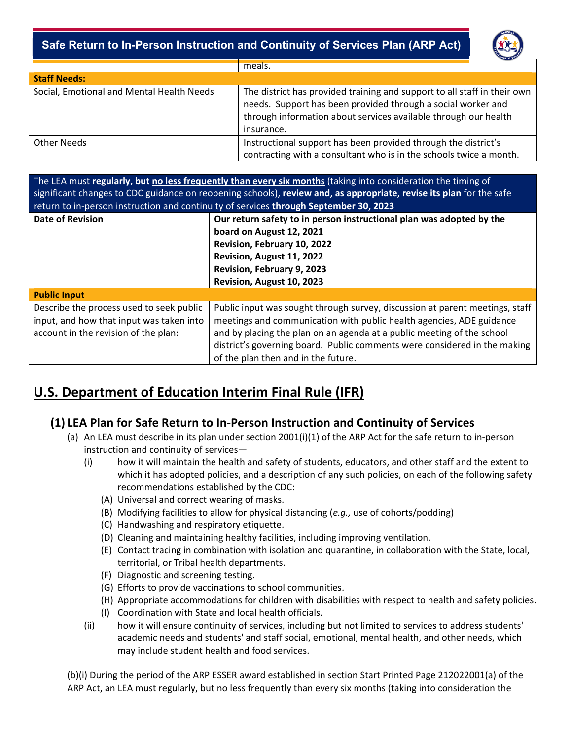| | meals. |
|---|---|
| **Staff Needs:** | |
| Social, Emotional and Mental Health Needs | The district has provided training and support to all staff in their own needs. Support has been provided through a social worker and through information about services available through our health insurance. |
| Other Needs | Instructional support has been provided through the district's contracting with a consultant who is in the schools twice a month. |

| The LEA must **regularly, but no less frequently than every six months** (taking into consideration the timing of significant changes to CDC guidance on reopening schools), **review and, as appropriate, revise its plan** for the safe return to in-person instruction and continuity of services **through September 30, 2023** | |
|---|---|
| **Date of Revision** | **Our return safety to in person instructional plan was adopted by the board on August 12, 2021**<br>**Revision, February 10, 2022**<br>**Revision, August 11, 2022**<br>**Revision, February 9, 2023**<br>**Revision, August 10, 2023** |
| **Public Input** | |
| Describe the process used to seek public input, and how that input was taken into account in the revision of the plan: | Public input was sought through survey, discussion at parent meetings, staff meetings and communication with public health agencies, ADE guidance and by placing the plan on an agenda at a public meeting of the school district's governing board. Public comments were considered in the making of the plan then and in the future. |

## U.S. Department of Education Interim Final Rule (IFR)

### (1) LEA Plan for Safe Return to In-Person Instruction and Continuity of Services

(a) An LEA must describe in its plan under section 2001(i)(1) of the ARP Act for the safe return to in-person instruction and continuity of services—

(i) how it will maintain the health and safety of students, educators, and other staff and the extent to which it has adopted policies, and a description of any such policies, on each of the following safety recommendations established by the CDC:

(A) Universal and correct wearing of masks.
(B) Modifying facilities to allow for physical distancing (*e.g.,* use of cohorts/podding)
(C) Handwashing and respiratory etiquette.
(D) Cleaning and maintaining healthy facilities, including improving ventilation.
(E) Contact tracing in combination with isolation and quarantine, in collaboration with the State, local, territorial, or Tribal health departments.
(F) Diagnostic and screening testing.
(G) Efforts to provide vaccinations to school communities.
(H) Appropriate accommodations for children with disabilities with respect to health and safety policies.
(I) Coordination with State and local health officials.

(ii) how it will ensure continuity of services, including but not limited to services to address students' academic needs and students' and staff social, emotional, mental health, and other needs, which may include student health and food services.

(b)(i) During the period of the ARP ESSER award established in section Start Printed Page 212022001(a) of the ARP Act, an LEA must regularly, but no less frequently than every six months (taking into consideration the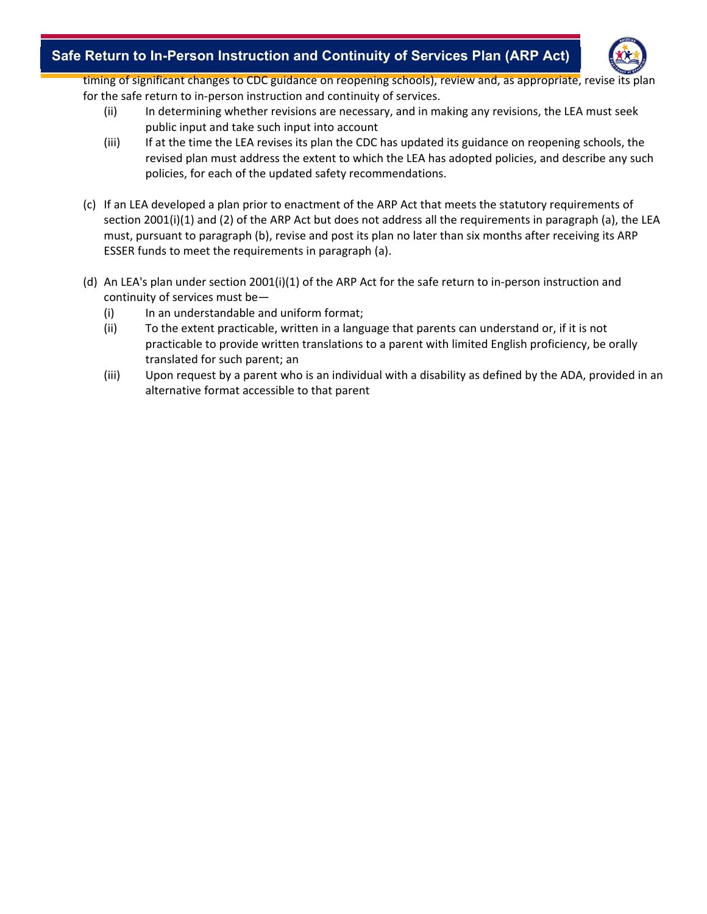timing of significant changes to CDC guidance on reopening schools), review and, as appropriate, revise its plan for the safe return to in-person instruction and continuity of services.

- (ii) In determining whether revisions are necessary, and in making any revisions, the LEA must seek public input and take such input into account
- (iii) If at the time the LEA revises its plan the CDC has updated its guidance on reopening schools, the revised plan must address the extent to which the LEA has adopted policies, and describe any such policies, for each of the updated safety recommendations.

(c) If an LEA developed a plan prior to enactment of the ARP Act that meets the statutory requirements of section 2001(i)(1) and (2) of the ARP Act but does not address all the requirements in paragraph (a), the LEA must, pursuant to paragraph (b), revise and post its plan no later than six months after receiving its ARP ESSER funds to meet the requirements in paragraph (a).

(d) An LEA's plan under section 2001(i)(1) of the ARP Act for the safe return to in-person instruction and continuity of services must be—

- (i) In an understandable and uniform format;
- (ii) To the extent practicable, written in a language that parents can understand or, if it is not practicable to provide written translations to a parent with limited English proficiency, be orally translated for such parent; an
- (iii) Upon request by a parent who is an individual with a disability as defined by the ADA, provided in an alternative format accessible to that parent